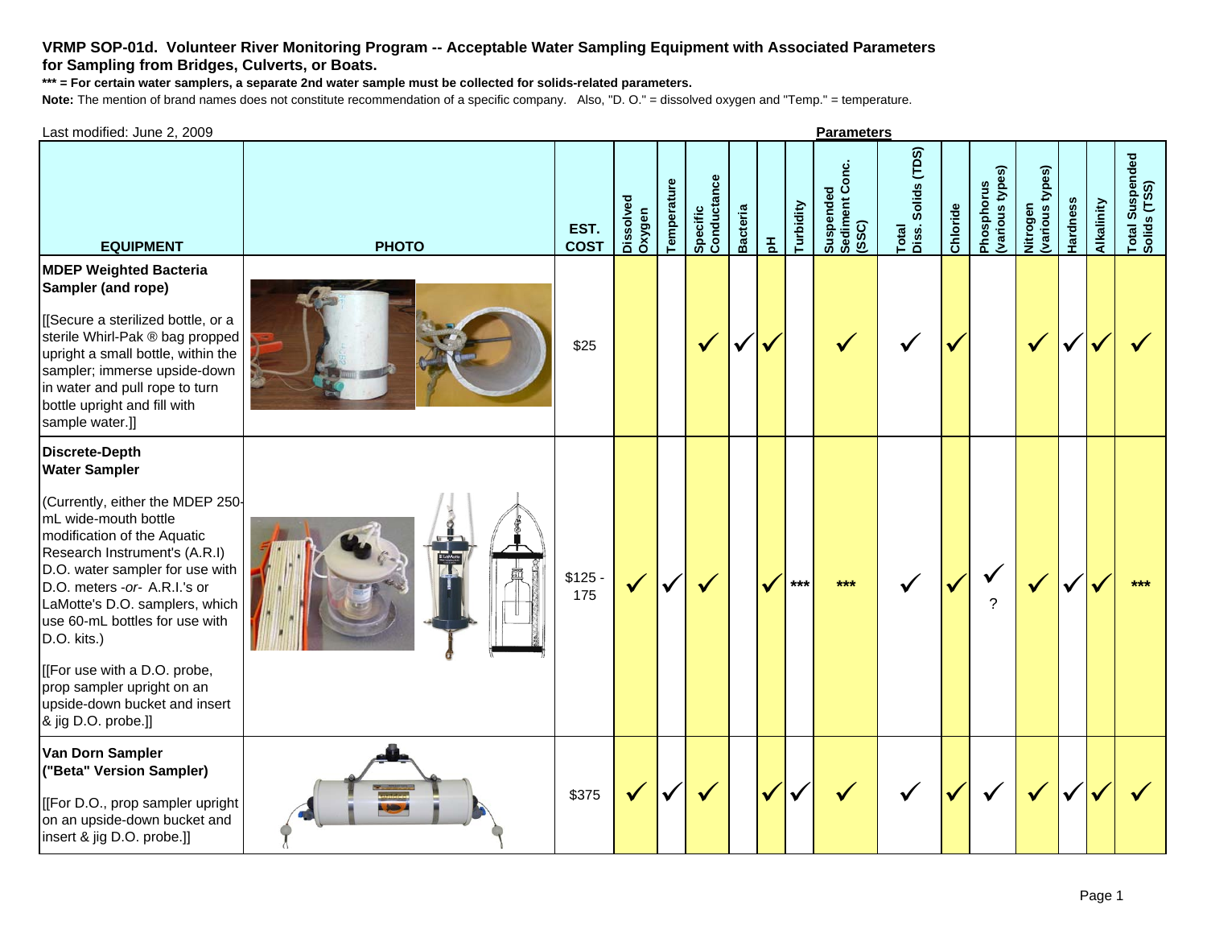**VRMP SOP-01d. Volunteer River Monitoring Program -- Acceptable Water Sampling Equipment with Associated Parameters for Sampling from Bridges, Culverts, or Boats.**

**\*\*\* = For certain water samplers, a separate 2nd water sample must be collected for solids-related parameters.**

**Note:** The mention of brand names does not constitute recommendation of a specific company. Also, "D. O." = dissolved oxygen and "Temp." = temperature.

Last modified: June 2, 2009

| EQUIPMENT | PHOTO | EST. COST | Dissolved Oxygen | Temperature | Specific Conductance | Bacteria | pH | Turbidity | Suspended Sediment Conc. (SSC) | Total Diss. Solids (TDS) | Chloride | Phosphorus (various types) | Nitrogen (various types) | Hardness | Alkalinity | Total Suspended Solids (TSS) |
|---|---|---|---|---|---|---|---|---|---|---|---|---|---|---|---|---|
| **MDEP Weighted Bacteria Sampler (and rope)** [[Secure a sterilized bottle, or a sterile Whirl-Pak ® bag propped upright a small bottle, within the sampler; immerse upside-down in water and pull rope to turn bottle upright and fill with sample water.]] | | $25 | | | ✓ | ✓ | ✓ | | ✓ | ✓ | ✓ | | ✓ | ✓ | ✓ | ✓ |
| **Discrete-Depth Water Sampler** (Currently, either the MDEP 250-mL wide-mouth bottle modification of the Aquatic Research Instrument's (A.R.I) D.O. water sampler for use with D.O. meters -*or*- A.R.I.'s or LaMotte's D.O. samplers, which use 60-mL bottles for use with D.O. kits.) [[For use with a D.O. probe, prop sampler upright on an upside-down bucket and insert & jig D.O. probe.]] | | $125 - 175 | ✓ | ✓ | ✓ | | ✓ | *** | *** | ✓ | ✓ | ✓ ? | ✓ | ✓ | ✓ | *** |
| **Van Dorn Sampler ("Beta" Version Sampler)** [[For D.O., prop sampler upright on an upside-down bucket and insert & jig D.O. probe.]] | | $375 | ✓ | ✓ | ✓ | | ✓ | ✓ | ✓ | ✓ | ✓ | ✓ | ✓ | ✓ | ✓ | ✓ |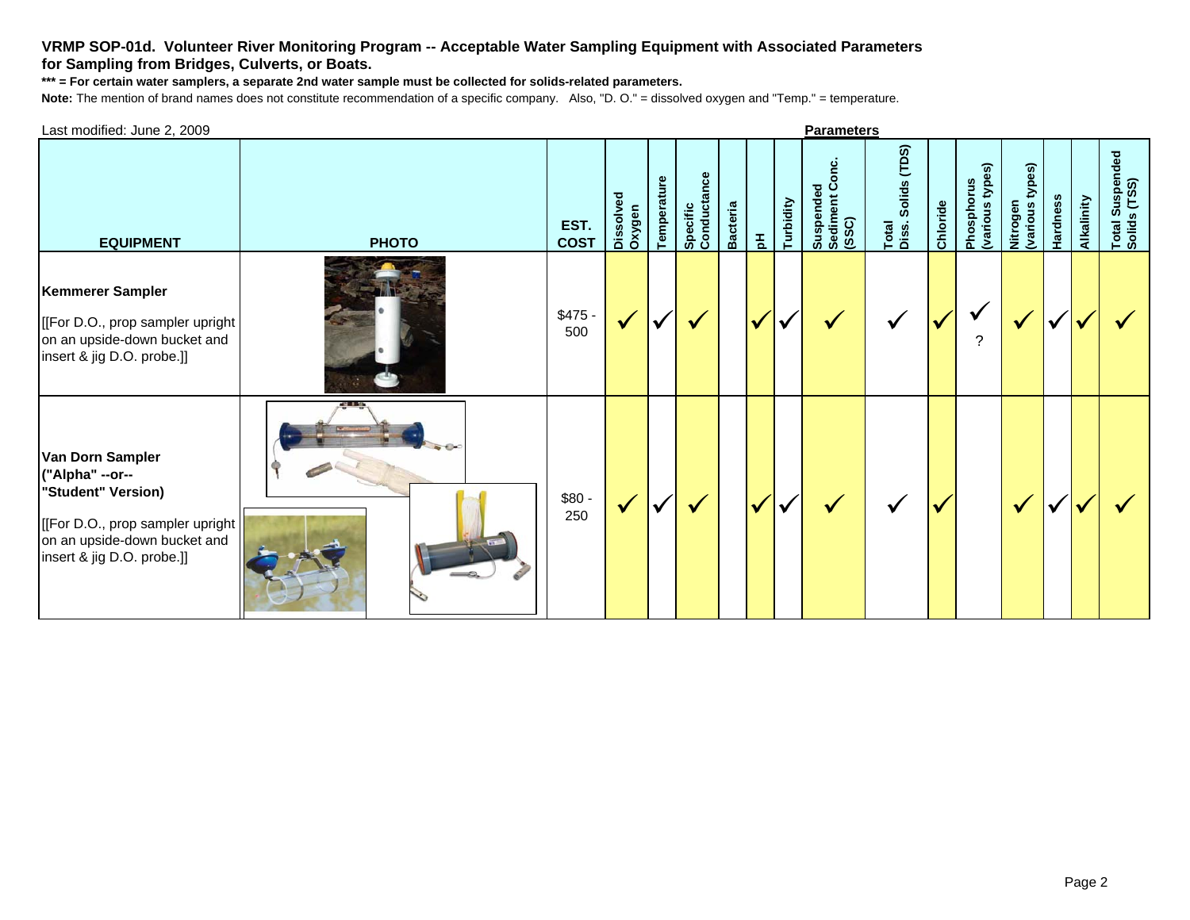**VRMP SOP-01d. Volunteer River Monitoring Program -- Acceptable Water Sampling Equipment with Associated Parameters for Sampling from Bridges, Culverts, or Boats.**

**\*\*\* = For certain water samplers, a separate 2nd water sample must be collected for solids-related parameters.**

**Note:** The mention of brand names does not constitute recommendation of a specific company. Also, "D. O." = dissolved oxygen and "Temp." = temperature.

Last modified: June 2, 2009

| EQUIPMENT | PHOTO | EST. COST | Parameters | | | | | | | | | | | | | |
|---|---|---|---|---|---|---|---|---|---|---|---|---|---|---|---|---|
| | | | Dissolved Oxygen | Temperature | Specific Conductance | Bacteria | pH | Turbidity | Suspended Sediment Conc. (SSC) | Total Diss. Solids (TDS) | Chloride | Phosphorus (various types) | Nitrogen (various types) | Hardness | Alkalinity | Total Suspended Solids (TSS) |
| **Kemmerer Sampler** [[For D.O., prop sampler upright on an upside-down bucket and insert & jig D.O. probe.]] | | $475 - 500 | ✓ | ✓ | ✓ | | ✓ | ✓ | ✓ | ✓ | ✓ | ✓ ? | ✓ | ✓ | ✓ | ✓ |
| **Van Dorn Sampler ("Alpha" --or-- "Student" Version)** [[For D.O., prop sampler upright on an upside-down bucket and insert & jig D.O. probe.]] | | $80 - 250 | ✓ | ✓ | ✓ | | ✓ | ✓ | ✓ | ✓ | ✓ | | ✓ | ✓ | ✓ | ✓ |